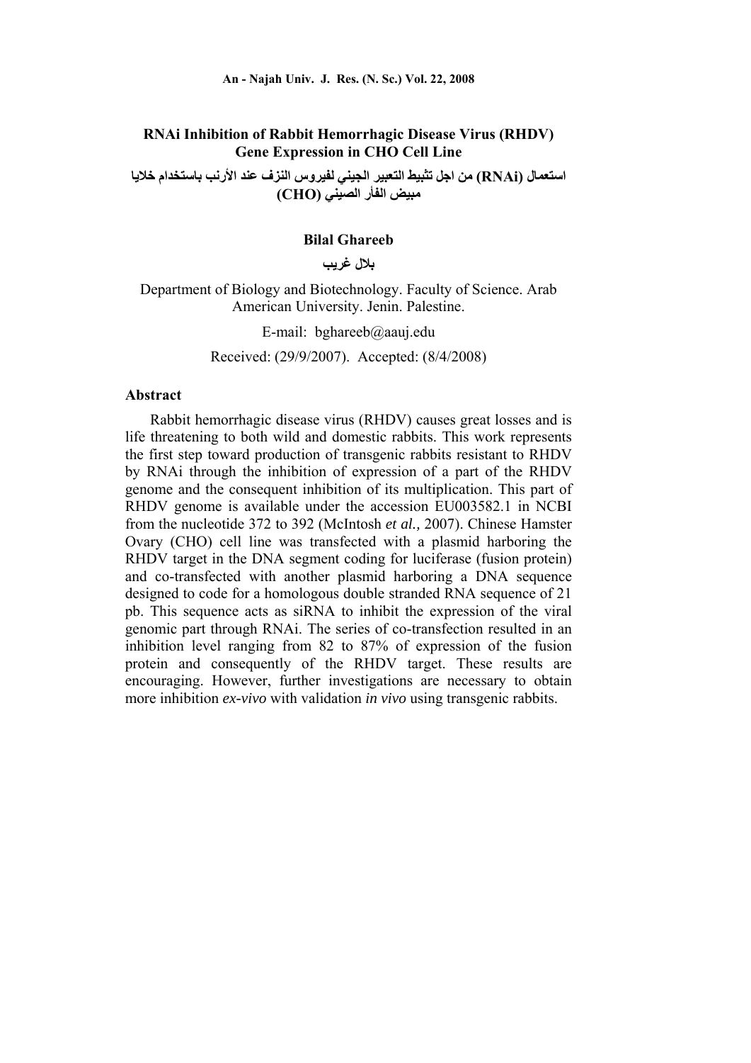# RNAi Inhibition of Rabbit Hemorrhagic Disease Virus (RHDV) Gene Expression in CHO Cell Line

## استعمال (RNAi) من اجل تثبيط التعبير الجيني لفيروس النزف عند الأرنب باستخدام خلايا مبيض الفأر الصيني (CHO)

**Bilal Ghareeb**

**بلال غريب**

Department of Biology and Biotechnology. Faculty of Science. Arab American University. Jenin. Palestine.

E-mail: bghareeb@aauj.edu

Received: (29/9/2007). Accepted: (8/4/2008)

### Abstract

Rabbit hemorrhagic disease virus (RHDV) causes great losses and is life threatening to both wild and domestic rabbits. This work represents the first step toward production of transgenic rabbits resistant to RHDV by RNAi through the inhibition of expression of a part of the RHDV genome and the consequent inhibition of its multiplication. This part of RHDV genome is available under the accession EU003582.1 in NCBI from the nucleotide 372 to 392 (McIntosh *et al.,* 2007). Chinese Hamster Ovary (CHO) cell line was transfected with a plasmid harboring the RHDV target in the DNA segment coding for luciferase (fusion protein) and co-transfected with another plasmid harboring a DNA sequence designed to code for a homologous double stranded RNA sequence of 21 pb. This sequence acts as siRNA to inhibit the expression of the viral genomic part through RNAi. The series of co-transfection resulted in an inhibition level ranging from 82 to 87% of expression of the fusion protein and consequently of the RHDV target. These results are encouraging. However, further investigations are necessary to obtain more inhibition *ex-vivo* with validation *in vivo* using transgenic rabbits.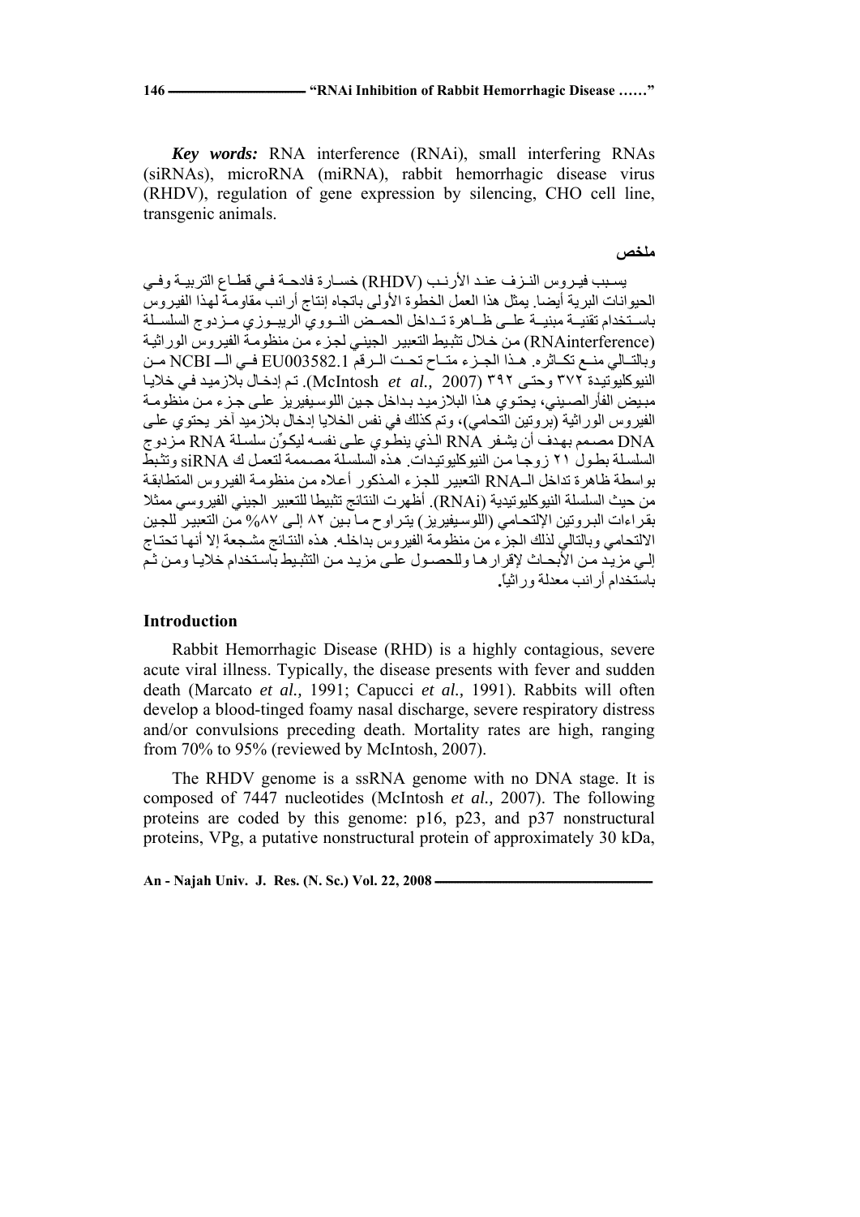***Key words:*** RNA interference (RNAi), small interfering RNAs (siRNAs), microRNA (miRNA), rabbit hemorrhagic disease virus (RHDV), regulation of gene expression by silencing, CHO cell line, transgenic animals.

## ملخص

يسبب فيروس النزف عند الأرنب (RHDV) خسارة فادحة في قطاع التربية وفي الحيوانات البرية أيضا. يمثل هذا العمل الخطوة الأولى باتجاه إنتاج أرانب مقاومة لهذا الفيروس باستخدام تقنية مبنية على ظاهرة تداخل الحمض النووي الريبوزي مزدوج السلسلة (RNAinterference) من خلال تثبيط التعبير الجيني لجزء من منظومة الفيروس الوراثية وبالتالي منع تكاثره. هذا الجزء متاح تحت الرقم EU003582.1 في الـ NCBI من النيوكليوتيدة ٣٧٢ وحتى ٣٩٢ (McIntosh *et al.,* 2007). تم إدخال بلازميد في خلايا مبيض الفأر الصيني، يحتوي هذا البلازميد بداخل جين اللوسيفيريز على جزء من منظومة الفيروس الوراثية (بروتين التحامي)، وتم كذلك في نفس الخلايا إدخال بلازميد آخر يحتوي على DNA مصمم بهدف أن يشفر RNA الذي ينطوي على نفسه ليكوّن سلسلة RNA مزدوج السلسلة بطول ٢١ زوجا من النيوكليوتيدات. هذه السلسلة مصممة لتعمل ك siRNA وتثبط بواسطة ظاهرة تداخل الـRNA التعبير للجزء المذكور أعلاه من منظومة الفيروس المتطابقة من حيث السلسلة النيوكليوتيدية (RNAi). أظهرت النتائج تثبيطا للتعبير الجيني الفيروسي ممثلا بقراءات البروتين الإلتحامي (اللوسيفيريز) يتراوح ما بين ٨٢ إلى ٨٧% من التعبير للجين الالتحامي وبالتالي لذلك الجزء من منظومة الفيروس بداخله. هذه النتائج مشجعة إلا أنها تحتاج إلى مزيد من الأبحاث لإقرارها وللحصول على مزيد من التثبيط باستخدام خلايا ومن ثم باستخدام أرانب معدلة وراثياً.

## Introduction

Rabbit Hemorrhagic Disease (RHD) is a highly contagious, severe acute viral illness. Typically, the disease presents with fever and sudden death (Marcato *et al.,* 1991; Capucci *et al.,* 1991). Rabbits will often develop a blood-tinged foamy nasal discharge, severe respiratory distress and/or convulsions preceding death. Mortality rates are high, ranging from 70% to 95% (reviewed by McIntosh, 2007).

The RHDV genome is a ssRNA genome with no DNA stage. It is composed of 7447 nucleotides (McIntosh *et al.,* 2007). The following proteins are coded by this genome: p16, p23, and p37 nonstructural proteins, VPg, a putative nonstructural protein of approximately 30 kDa,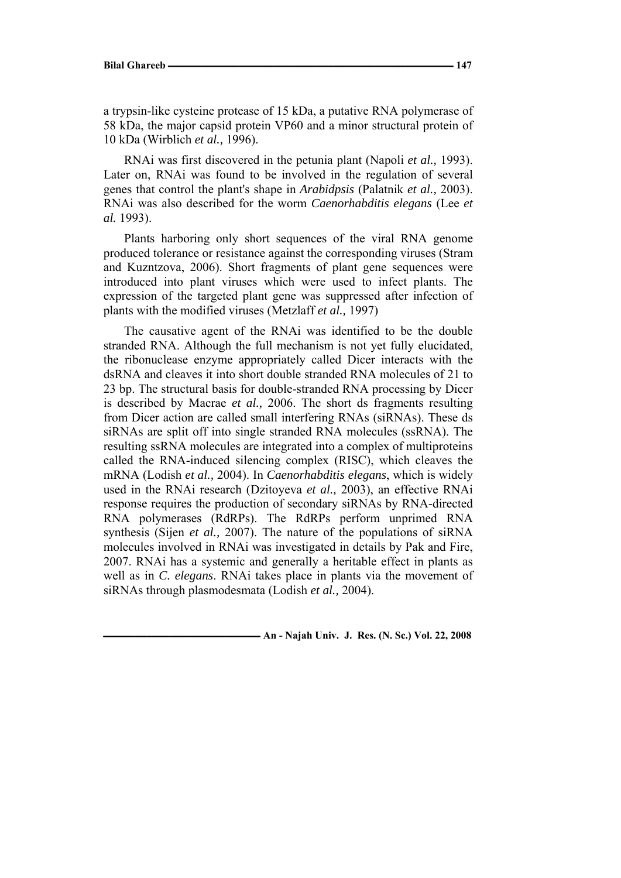a trypsin-like cysteine protease of 15 kDa, a putative RNA polymerase of 58 kDa, the major capsid protein VP60 and a minor structural protein of 10 kDa (Wirblich *et al.,* 1996).

RNAi was first discovered in the petunia plant (Napoli *et al.,* 1993). Later on, RNAi was found to be involved in the regulation of several genes that control the plant's shape in *Arabidpsis* (Palatnik *et al.,* 2003). RNAi was also described for the worm *Caenorhabditis elegans* (Lee *et al.* 1993).

Plants harboring only short sequences of the viral RNA genome produced tolerance or resistance against the corresponding viruses (Stram and Kuzntzova, 2006). Short fragments of plant gene sequences were introduced into plant viruses which were used to infect plants. The expression of the targeted plant gene was suppressed after infection of plants with the modified viruses (Metzlaff *et al.,* 1997)

The causative agent of the RNAi was identified to be the double stranded RNA. Although the full mechanism is not yet fully elucidated, the ribonuclease enzyme appropriately called Dicer interacts with the dsRNA and cleaves it into short double stranded RNA molecules of 21 to 23 bp. The structural basis for double-stranded RNA processing by Dicer is described by Macrae *et al.,* 2006. The short ds fragments resulting from Dicer action are called small interfering RNAs (siRNAs). These ds siRNAs are split off into single stranded RNA molecules (ssRNA). The resulting ssRNA molecules are integrated into a complex of multiproteins called the RNA-induced silencing complex (RISC), which cleaves the mRNA (Lodish *et al.,* 2004). In *Caenorhabditis elegans*, which is widely used in the RNAi research (Dzitoyeva *et al.,* 2003), an effective RNAi response requires the production of secondary siRNAs by RNA-directed RNA polymerases (RdRPs). The RdRPs perform unprimed RNA synthesis (Sijen *et al.,* 2007). The nature of the populations of siRNA molecules involved in RNAi was investigated in details by Pak and Fire, 2007. RNAi has a systemic and generally a heritable effect in plants as well as in *C. elegans*. RNAi takes place in plants via the movement of siRNAs through plasmodesmata (Lodish *et al.,* 2004).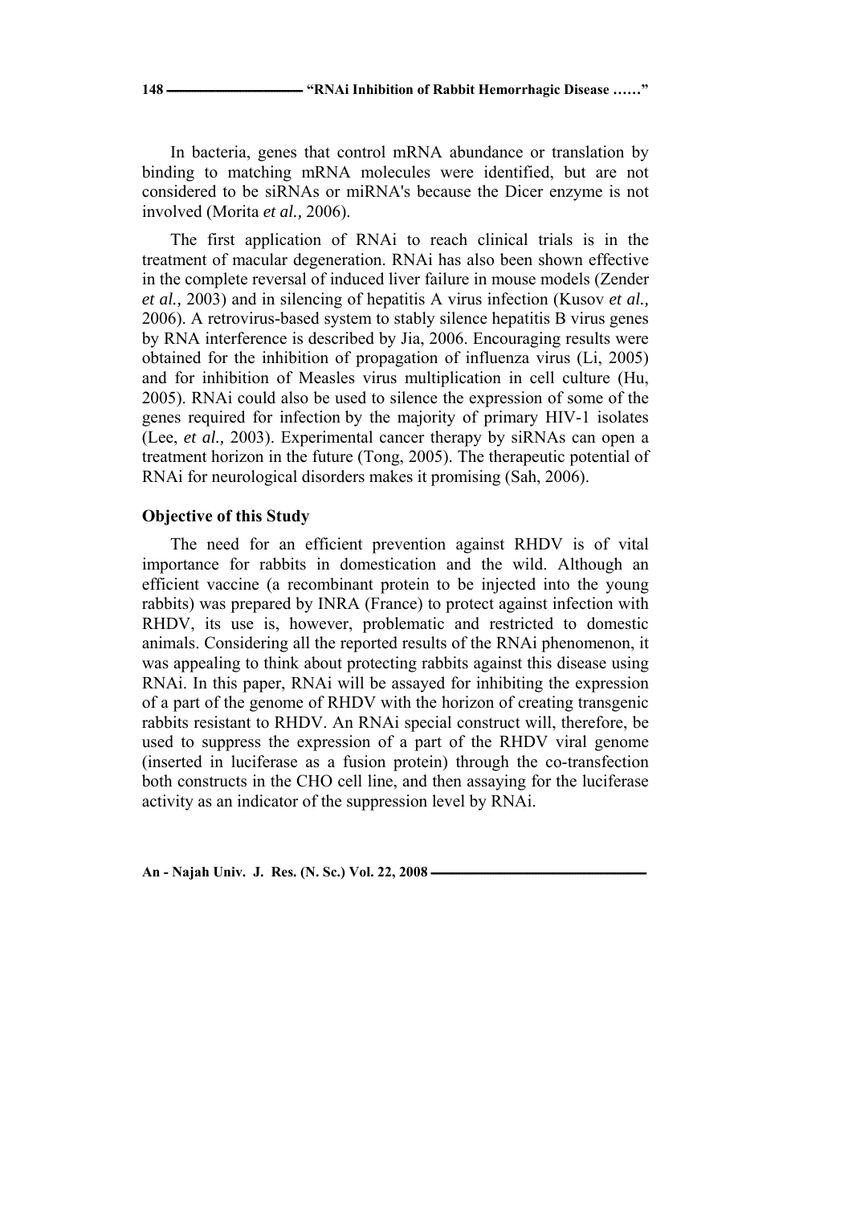In bacteria, genes that control mRNA abundance or translation by binding to matching mRNA molecules were identified, but are not considered to be siRNAs or miRNA's because the Dicer enzyme is not involved (Morita *et al.,* 2006).

The first application of RNAi to reach clinical trials is in the treatment of macular degeneration. RNAi has also been shown effective in the complete reversal of induced liver failure in mouse models (Zender *et al.,* 2003) and in silencing of hepatitis A virus infection (Kusov *et al.,* 2006). A retrovirus-based system to stably silence hepatitis B virus genes by RNA interference is described by Jia, 2006. Encouraging results were obtained for the inhibition of propagation of influenza virus (Li, 2005) and for inhibition of Measles virus multiplication in cell culture (Hu, 2005). RNAi could also be used to silence the expression of some of the genes required for infection by the majority of primary HIV-1 isolates (Lee, *et al.,* 2003). Experimental cancer therapy by siRNAs can open a treatment horizon in the future (Tong, 2005). The therapeutic potential of RNAi for neurological disorders makes it promising (Sah, 2006).

### Objective of this Study

The need for an efficient prevention against RHDV is of vital importance for rabbits in domestication and the wild. Although an efficient vaccine (a recombinant protein to be injected into the young rabbits) was prepared by INRA (France) to protect against infection with RHDV, its use is, however, problematic and restricted to domestic animals. Considering all the reported results of the RNAi phenomenon, it was appealing to think about protecting rabbits against this disease using RNAi. In this paper, RNAi will be assayed for inhibiting the expression of a part of the genome of RHDV with the horizon of creating transgenic rabbits resistant to RHDV. An RNAi special construct will, therefore, be used to suppress the expression of a part of the RHDV viral genome (inserted in luciferase as a fusion protein) through the co-transfection both constructs in the CHO cell line, and then assaying for the luciferase activity as an indicator of the suppression level by RNAi.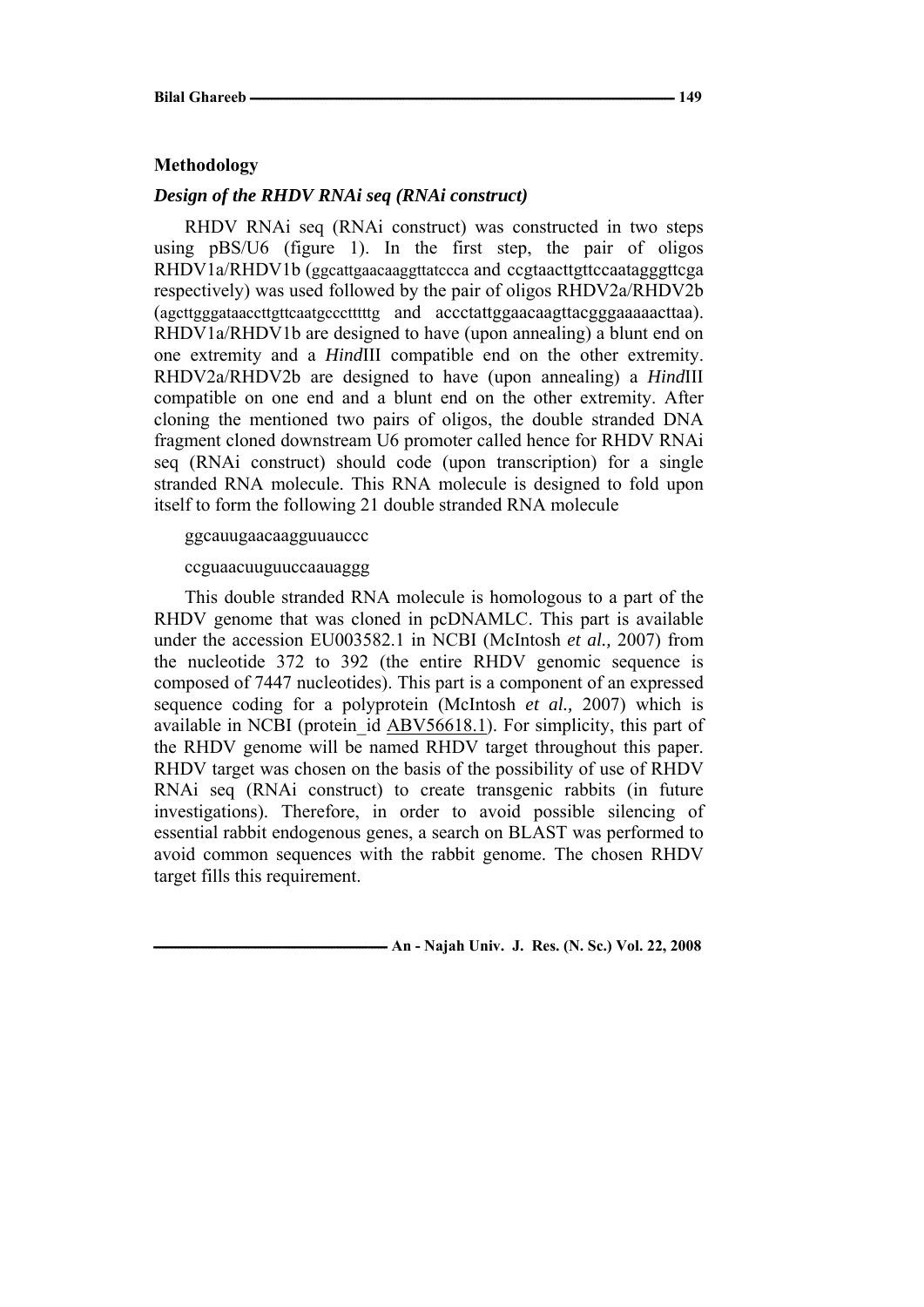## Methodology

### *Design of the RHDV RNAi seq (RNAi construct)*

RHDV RNAi seq (RNAi construct) was constructed in two steps using pBS/U6 (figure 1). In the first step, the pair of oligos RHDV1a/RHDV1b (ggcattgaacaaggttatccca and ccgtaacttgttccaatagggttcga respectively) was used followed by the pair of oligos RHDV2a/RHDV2b (agcttgggataaccttgttcaatgcccttttttg and accctattggaacaagttacgggaaaaacttaa). RHDV1a/RHDV1b are designed to have (upon annealing) a blunt end on one extremity and a *Hind*III compatible end on the other extremity. RHDV2a/RHDV2b are designed to have (upon annealing) a *Hind*III compatible on one end and a blunt end on the other extremity. After cloning the mentioned two pairs of oligos, the double stranded DNA fragment cloned downstream U6 promoter called hence for RHDV RNAi seq (RNAi construct) should code (upon transcription) for a single stranded RNA molecule. This RNA molecule is designed to fold upon itself to form the following 21 double stranded RNA molecule

ggcauugaacaagguuauccc

ccguaacuuguuccaauaggg

This double stranded RNA molecule is homologous to a part of the RHDV genome that was cloned in pcDNAMLC. This part is available under the accession EU003582.1 in NCBI (McIntosh *et al.,* 2007) from the nucleotide 372 to 392 (the entire RHDV genomic sequence is composed of 7447 nucleotides). This part is a component of an expressed sequence coding for a polyprotein (McIntosh *et al.,* 2007) which is available in NCBI (protein_id ABV56618.1). For simplicity, this part of the RHDV genome will be named RHDV target throughout this paper. RHDV target was chosen on the basis of the possibility of use of RHDV RNAi seq (RNAi construct) to create transgenic rabbits (in future investigations). Therefore, in order to avoid possible silencing of essential rabbit endogenous genes, a search on BLAST was performed to avoid common sequences with the rabbit genome. The chosen RHDV target fills this requirement.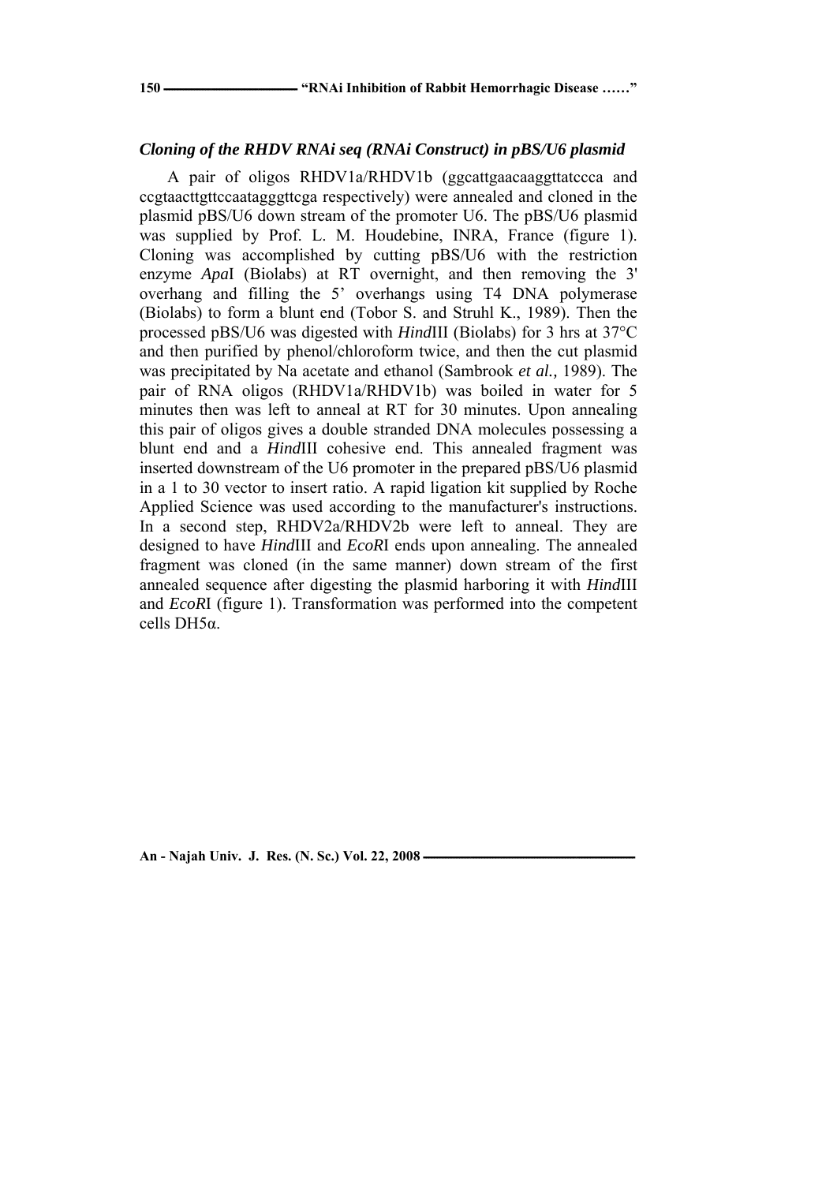### *Cloning of the RHDV RNAi seq (RNAi Construct) in pBS/U6 plasmid*

A pair of oligos RHDV1a/RHDV1b (ggcattgaacaaggttatccca and ccgtaacttgttccaatagggttcga respectively) were annealed and cloned in the plasmid pBS/U6 down stream of the promoter U6. The pBS/U6 plasmid was supplied by Prof. L. M. Houdebine, INRA, France (figure 1). Cloning was accomplished by cutting pBS/U6 with the restriction enzyme *Apa*I (Biolabs) at RT overnight, and then removing the 3' overhang and filling the 5' overhangs using T4 DNA polymerase (Biolabs) to form a blunt end (Tobor S. and Struhl K., 1989). Then the processed pBS/U6 was digested with *Hind*III (Biolabs) for 3 hrs at 37°C and then purified by phenol/chloroform twice, and then the cut plasmid was precipitated by Na acetate and ethanol (Sambrook *et al.,* 1989). The pair of RNA oligos (RHDV1a/RHDV1b) was boiled in water for 5 minutes then was left to anneal at RT for 30 minutes. Upon annealing this pair of oligos gives a double stranded DNA molecules possessing a blunt end and a *Hind*III cohesive end. This annealed fragment was inserted downstream of the U6 promoter in the prepared pBS/U6 plasmid in a 1 to 30 vector to insert ratio. A rapid ligation kit supplied by Roche Applied Science was used according to the manufacturer's instructions. In a second step, RHDV2a/RHDV2b were left to anneal. They are designed to have *Hind*III and *EcoR*I ends upon annealing. The annealed fragment was cloned (in the same manner) down stream of the first annealed sequence after digesting the plasmid harboring it with *Hind*III and *EcoR*I (figure 1). Transformation was performed into the competent cells DH5α.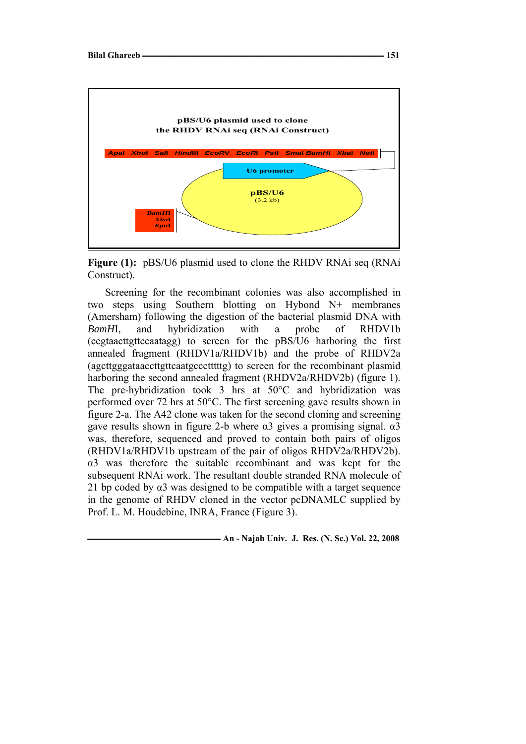pBS/U6 plasmid used to clone
the RHDV RNAi seq (RNAi Construct)

ApaI XhoI SalI HindIII EcoRV EcoRI PstI SmaI BamHI XbaI NotI

U6 promoter

pBS/U6
(3.2 kb)

BamHI
XbaI
KpnI

**Figure (1):** pBS/U6 plasmid used to clone the RHDV RNAi seq (RNAi Construct).

Screening for the recombinant colonies was also accomplished in two steps using Southern blotting on Hybond N+ membranes (Amersham) following the digestion of the bacterial plasmid DNA with *BamH*I, and hybridization with a probe of RHDV1b (ccgtaacttgttccaatagg) to screen for the pBS/U6 harboring the first annealed fragment (RHDV1a/RHDV1b) and the probe of RHDV2a (agcttgggataaccttgttcaatgcccttttg) to screen for the recombinant plasmid harboring the second annealed fragment (RHDV2a/RHDV2b) (figure 1). The pre-hybridization took 3 hrs at 50°C and hybridization was performed over 72 hrs at 50°C. The first screening gave results shown in figure 2-a. The A42 clone was taken for the second cloning and screening gave results shown in figure 2-b where α3 gives a promising signal. α3 was, therefore, sequenced and proved to contain both pairs of oligos (RHDV1a/RHDV1b upstream of the pair of oligos RHDV2a/RHDV2b). α3 was therefore the suitable recombinant and was kept for the subsequent RNAi work. The resultant double stranded RNA molecule of 21 bp coded by α3 was designed to be compatible with a target sequence in the genome of RHDV cloned in the vector pcDNAMLC supplied by Prof. L. M. Houdebine, INRA, France (Figure 3).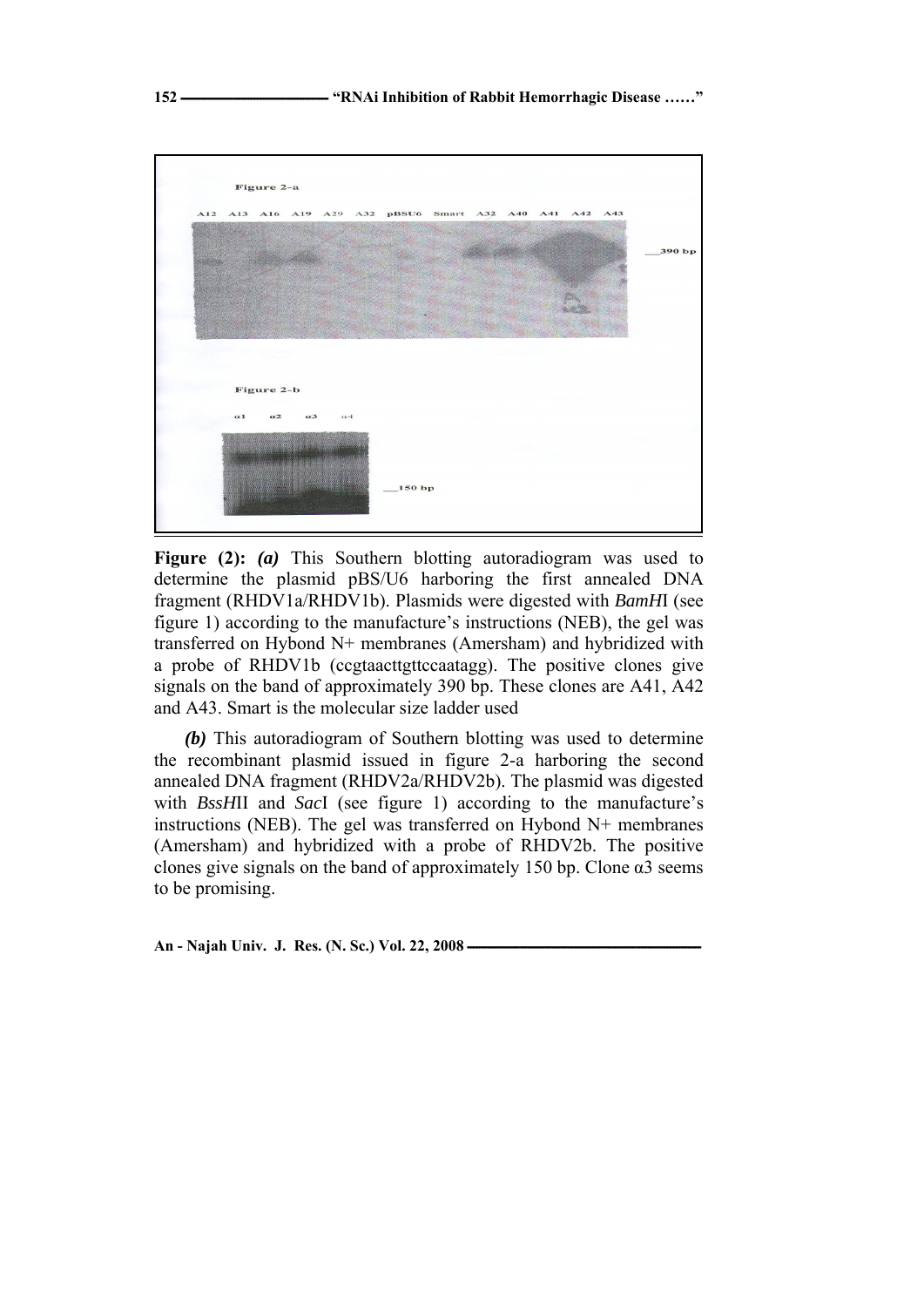**Figure (2):** ***(a)*** This Southern blotting autoradiogram was used to determine the plasmid pBS/U6 harboring the first annealed DNA fragment (RHDV1a/RHDV1b). Plasmids were digested with *BamH*I (see figure 1) according to the manufacture's instructions (NEB), the gel was transferred on Hybond N+ membranes (Amersham) and hybridized with a probe of RHDV1b (ccgtaacttgttccaatagg). The positive clones give signals on the band of approximately 390 bp. These clones are A41, A42 and A43. Smart is the molecular size ladder used

***(b)*** This autoradiogram of Southern blotting was used to determine the recombinant plasmid issued in figure 2-a harboring the second annealed DNA fragment (RHDV2a/RHDV2b). The plasmid was digested with *BssH*II and *Sac*I (see figure 1) according to the manufacture's instructions (NEB). The gel was transferred on Hybond N+ membranes (Amersham) and hybridized with a probe of RHDV2b. The positive clones give signals on the band of approximately 150 bp. Clone α3 seems to be promising.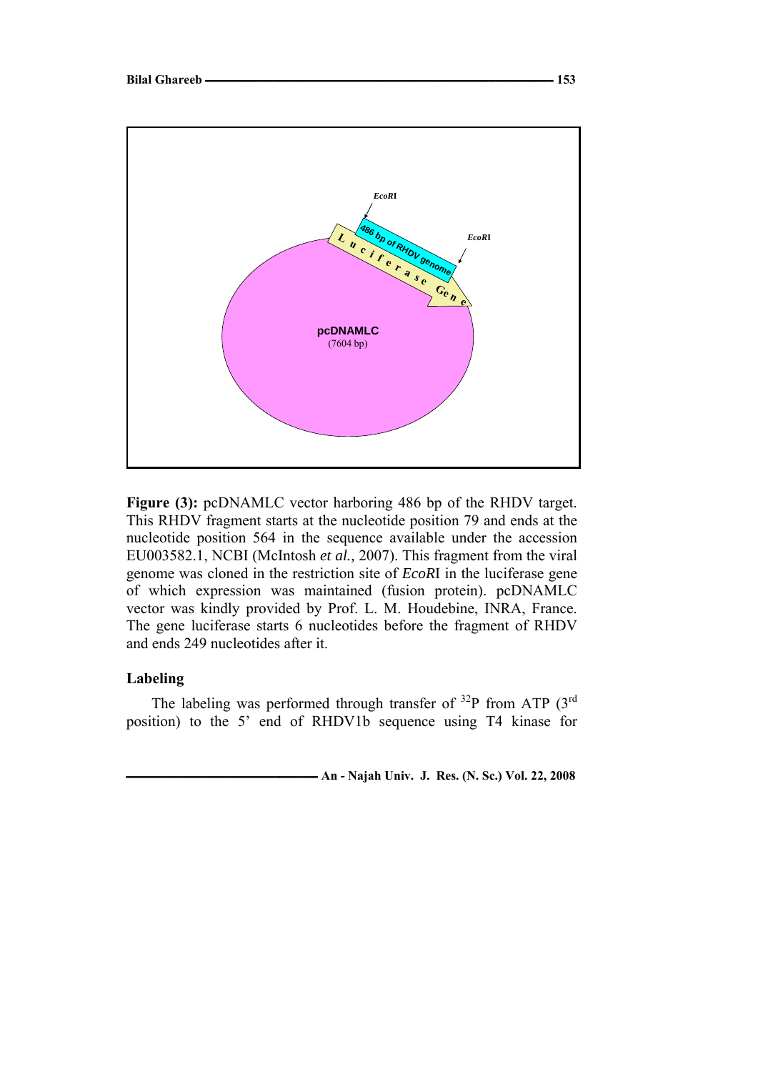**Figure (3):** pcDNAMLC vector harboring 486 bp of the RHDV target. This RHDV fragment starts at the nucleotide position 79 and ends at the nucleotide position 564 in the sequence available under the accession EU003582.1, NCBI (McIntosh *et al.,* 2007). This fragment from the viral genome was cloned in the restriction site of *Eco*RI in the luciferase gene of which expression was maintained (fusion protein). pcDNAMLC vector was kindly provided by Prof. L. M. Houdebine, INRA, France. The gene luciferase starts 6 nucleotides before the fragment of RHDV and ends 249 nucleotides after it.

### Labeling

The labeling was performed through transfer of $^{32}P$ from ATP ($3^{rd}$ position) to the 5' end of RHDV1b sequence using T4 kinase for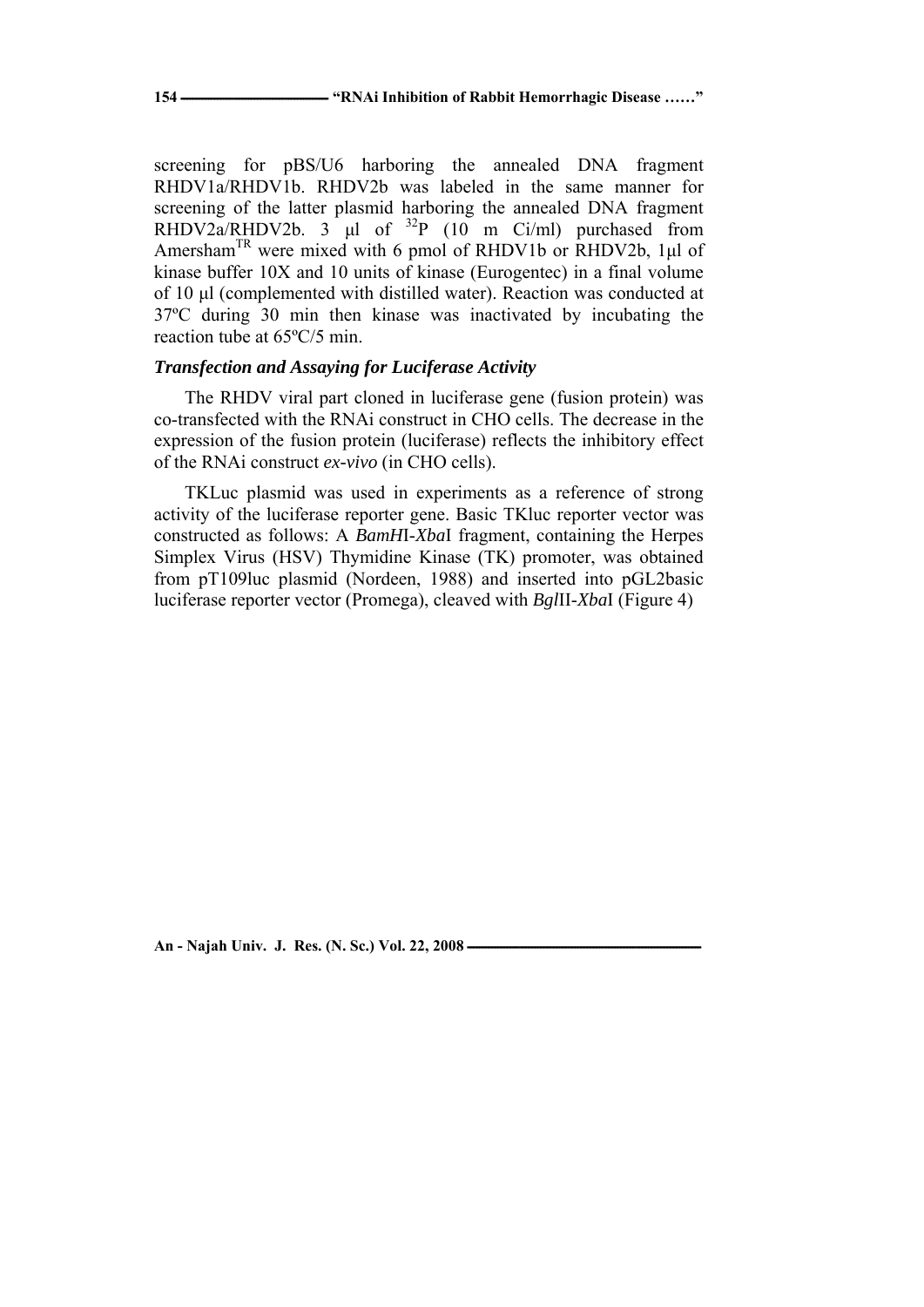screening for pBS/U6 harboring the annealed DNA fragment RHDV1a/RHDV1b. RHDV2b was labeled in the same manner for screening of the latter plasmid harboring the annealed DNA fragment RHDV2a/RHDV2b. 3 µl of $^{32}P$ (10 m Ci/ml) purchased from Amersham$^{TR}$ were mixed with 6 pmol of RHDV1b or RHDV2b, 1µl of kinase buffer 10X and 10 units of kinase (Eurogentec) in a final volume of 10 µl (complemented with distilled water). Reaction was conducted at 37ºC during 30 min then kinase was inactivated by incubating the reaction tube at 65ºC/5 min.

### *Transfection and Assaying for Luciferase Activity*

The RHDV viral part cloned in luciferase gene (fusion protein) was co-transfected with the RNAi construct in CHO cells. The decrease in the expression of the fusion protein (luciferase) reflects the inhibitory effect of the RNAi construct *ex-vivo* (in CHO cells).

TKLuc plasmid was used in experiments as a reference of strong activity of the luciferase reporter gene. Basic TKluc reporter vector was constructed as follows: A *BamH*I-*Xba*I fragment, containing the Herpes Simplex Virus (HSV) Thymidine Kinase (TK) promoter, was obtained from pT109luc plasmid (Nordeen, 1988) and inserted into pGL2basic luciferase reporter vector (Promega), cleaved with *Bgl*II-*Xba*I (Figure 4)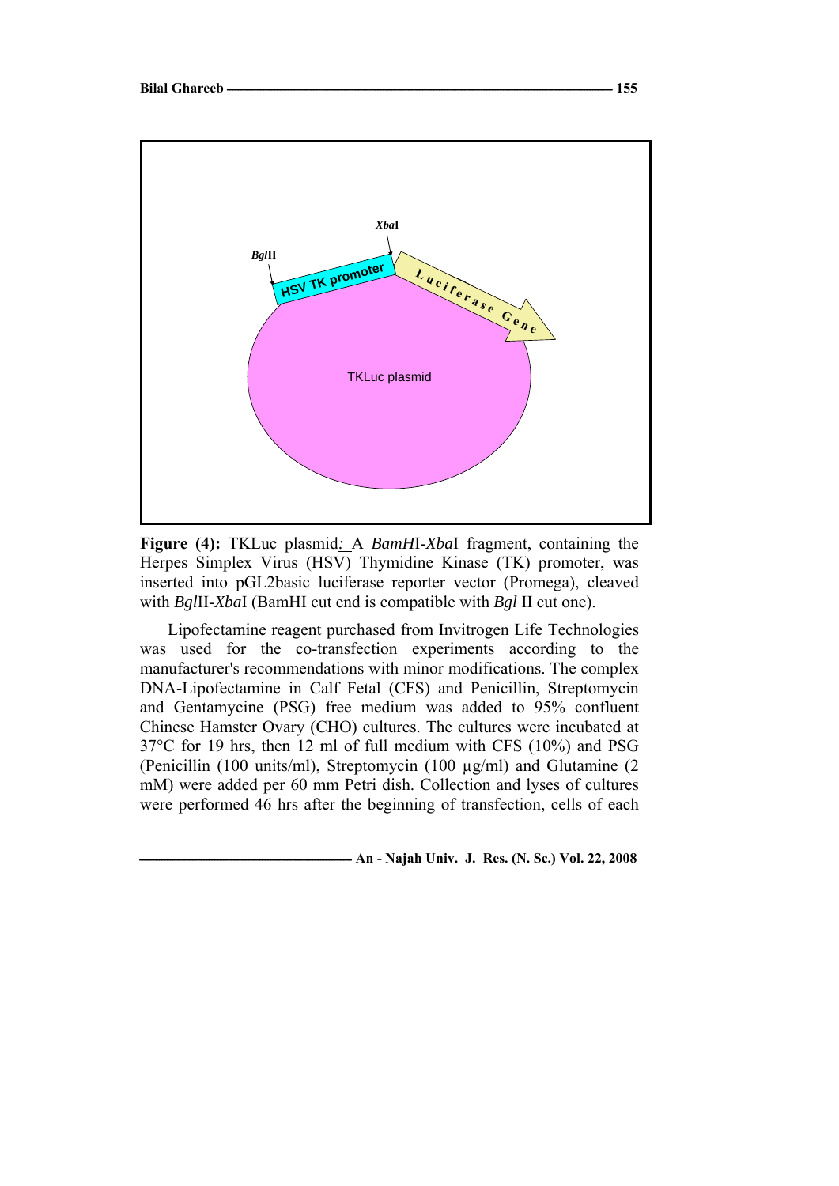**Figure (4):** TKLuc plasmid: A *BamH*I-*Xba*I fragment, containing the Herpes Simplex Virus (HSV) Thymidine Kinase (TK) promoter, was inserted into pGL2basic luciferase reporter vector (Promega), cleaved with *Bgl*II-*Xba*I (BamHI cut end is compatible with *Bgl* II cut one).

Lipofectamine reagent purchased from Invitrogen Life Technologies was used for the co-transfection experiments according to the manufacturer's recommendations with minor modifications. The complex DNA-Lipofectamine in Calf Fetal (CFS) and Penicillin, Streptomycin and Gentamycine (PSG) free medium was added to 95% confluent Chinese Hamster Ovary (CHO) cultures. The cultures were incubated at 37°C for 19 hrs, then 12 ml of full medium with CFS (10%) and PSG (Penicillin (100 units/ml), Streptomycin (100 µg/ml) and Glutamine (2 mM) were added per 60 mm Petri dish. Collection and lyses of cultures were performed 46 hrs after the beginning of transfection, cells of each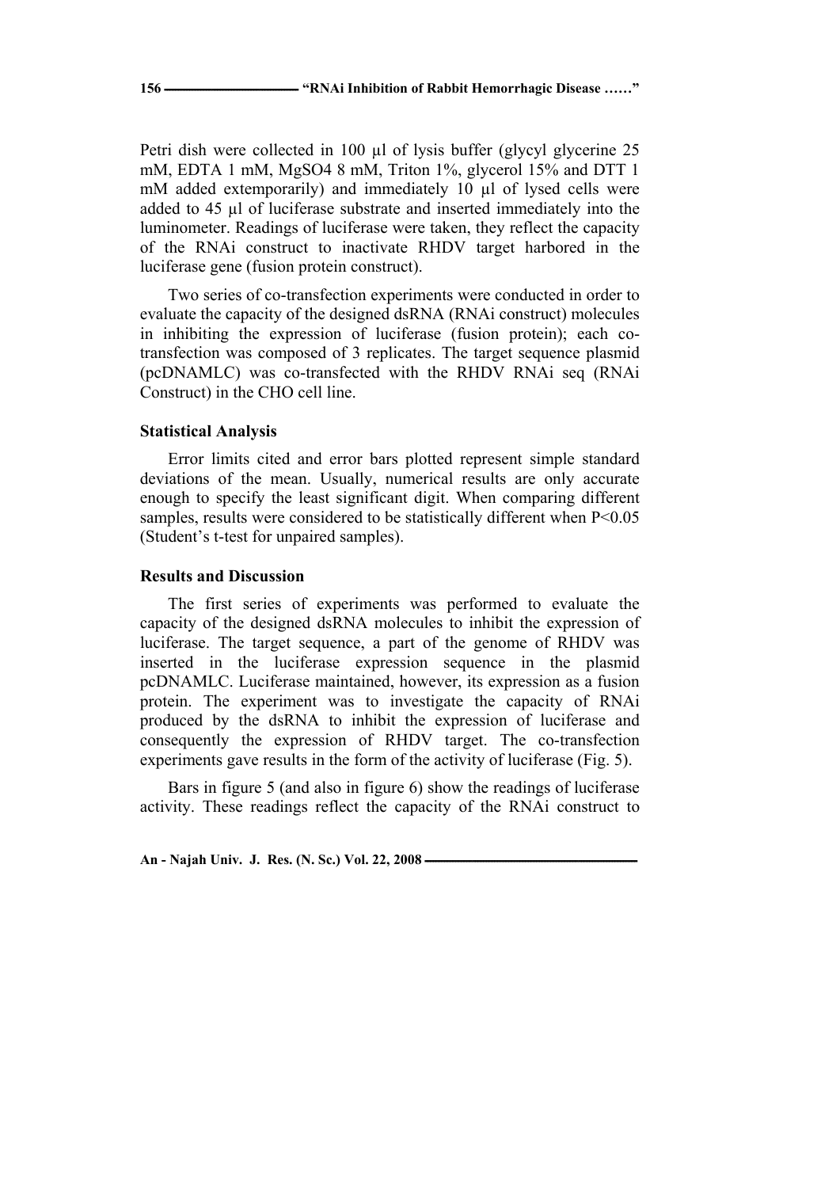Petri dish were collected in 100 µl of lysis buffer (glycyl glycerine 25 mM, EDTA 1 mM, $MgSO_4$ 8 mM, Triton 1%, glycerol 15% and DTT 1 mM added extemporarily) and immediately 10 µl of lysed cells were added to 45 µl of luciferase substrate and inserted immediately into the luminometer. Readings of luciferase were taken, they reflect the capacity of the RNAi construct to inactivate RHDV target harbored in the luciferase gene (fusion protein construct).

Two series of co-transfection experiments were conducted in order to evaluate the capacity of the designed dsRNA (RNAi construct) molecules in inhibiting the expression of luciferase (fusion protein); each co-transfection was composed of 3 replicates. The target sequence plasmid (pcDNAMLC) was co-transfected with the RHDV RNAi seq (RNAi Construct) in the CHO cell line.

### Statistical Analysis

Error limits cited and error bars plotted represent simple standard deviations of the mean. Usually, numerical results are only accurate enough to specify the least significant digit. When comparing different samples, results were considered to be statistically different when $P<0.05$ (Student's t-test for unpaired samples).

### Results and Discussion

The first series of experiments was performed to evaluate the capacity of the designed dsRNA molecules to inhibit the expression of luciferase. The target sequence, a part of the genome of RHDV was inserted in the luciferase expression sequence in the plasmid pcDNAMLC. Luciferase maintained, however, its expression as a fusion protein. The experiment was to investigate the capacity of RNAi produced by the dsRNA to inhibit the expression of luciferase and consequently the expression of RHDV target. The co-transfection experiments gave results in the form of the activity of luciferase (Fig. 5).

Bars in figure 5 (and also in figure 6) show the readings of luciferase activity. These readings reflect the capacity of the RNAi construct to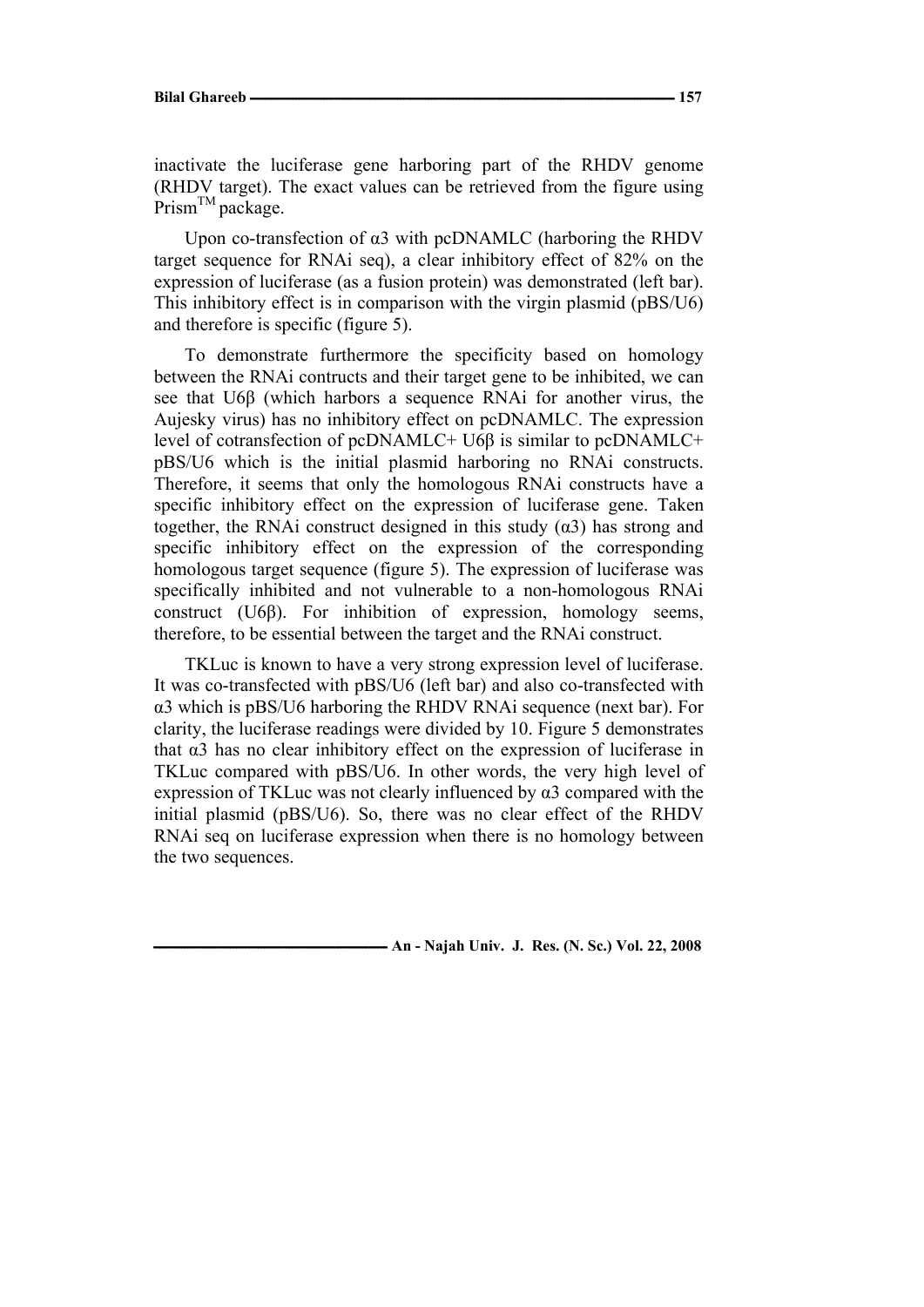inactivate the luciferase gene harboring part of the RHDV genome (RHDV target). The exact values can be retrieved from the figure using Prism$^{TM}$ package.

Upon co-transfection of α3 with pcDNAMLC (harboring the RHDV target sequence for RNAi seq), a clear inhibitory effect of 82% on the expression of luciferase (as a fusion protein) was demonstrated (left bar). This inhibitory effect is in comparison with the virgin plasmid (pBS/U6) and therefore is specific (figure 5).

To demonstrate furthermore the specificity based on homology between the RNAi contructs and their target gene to be inhibited, we can see that U6β (which harbors a sequence RNAi for another virus, the Aujesky virus) has no inhibitory effect on pcDNAMLC. The expression level of cotransfection of pcDNAMLC+ U6β is similar to pcDNAMLC+ pBS/U6 which is the initial plasmid harboring no RNAi constructs. Therefore, it seems that only the homologous RNAi constructs have a specific inhibitory effect on the expression of luciferase gene. Taken together, the RNAi construct designed in this study (α3) has strong and specific inhibitory effect on the expression of the corresponding homologous target sequence (figure 5). The expression of luciferase was specifically inhibited and not vulnerable to a non-homologous RNAi construct (U6β). For inhibition of expression, homology seems, therefore, to be essential between the target and the RNAi construct.

TKLuc is known to have a very strong expression level of luciferase. It was co-transfected with pBS/U6 (left bar) and also co-transfected with α3 which is pBS/U6 harboring the RHDV RNAi sequence (next bar). For clarity, the luciferase readings were divided by 10. Figure 5 demonstrates that α3 has no clear inhibitory effect on the expression of luciferase in TKLuc compared with pBS/U6. In other words, the very high level of expression of TKLuc was not clearly influenced by α3 compared with the initial plasmid (pBS/U6). So, there was no clear effect of the RHDV RNAi seq on luciferase expression when there is no homology between the two sequences.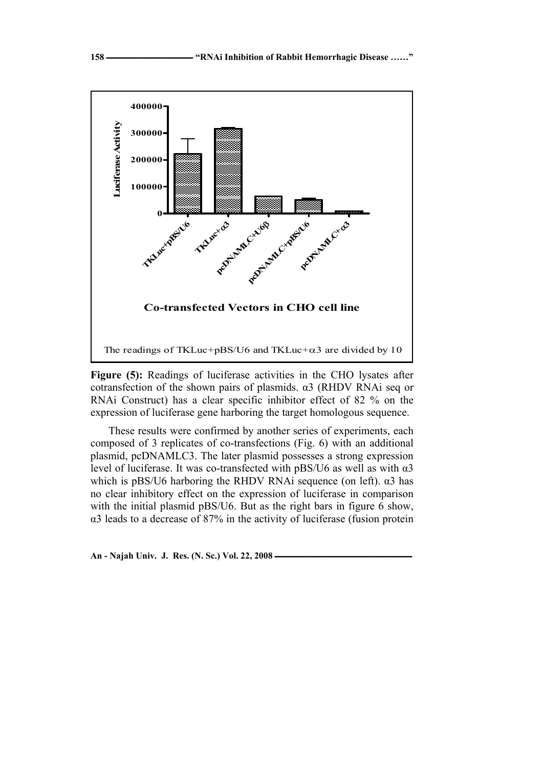The readings of TKLuc+pBS/U6 and TKLuc+$\alpha$3 are divided by 10

**Figure (5):** Readings of luciferase activities in the CHO lysates after cotransfection of the shown pairs of plasmids. α3 (RHDV RNAi seq or RNAi Construct) has a clear specific inhibitor effect of 82 % on the expression of luciferase gene harboring the target homologous sequence.

These results were confirmed by another series of experiments, each composed of 3 replicates of co-transfections (Fig. 6) with an additional plasmid, pcDNAMLC3. The later plasmid possesses a strong expression level of luciferase. It was co-transfected with pBS/U6 as well as with α3 which is pBS/U6 harboring the RHDV RNAi sequence (on left). α3 has no clear inhibitory effect on the expression of luciferase in comparison with the initial plasmid pBS/U6. But as the right bars in figure 6 show, α3 leads to a decrease of 87% in the activity of luciferase (fusion protein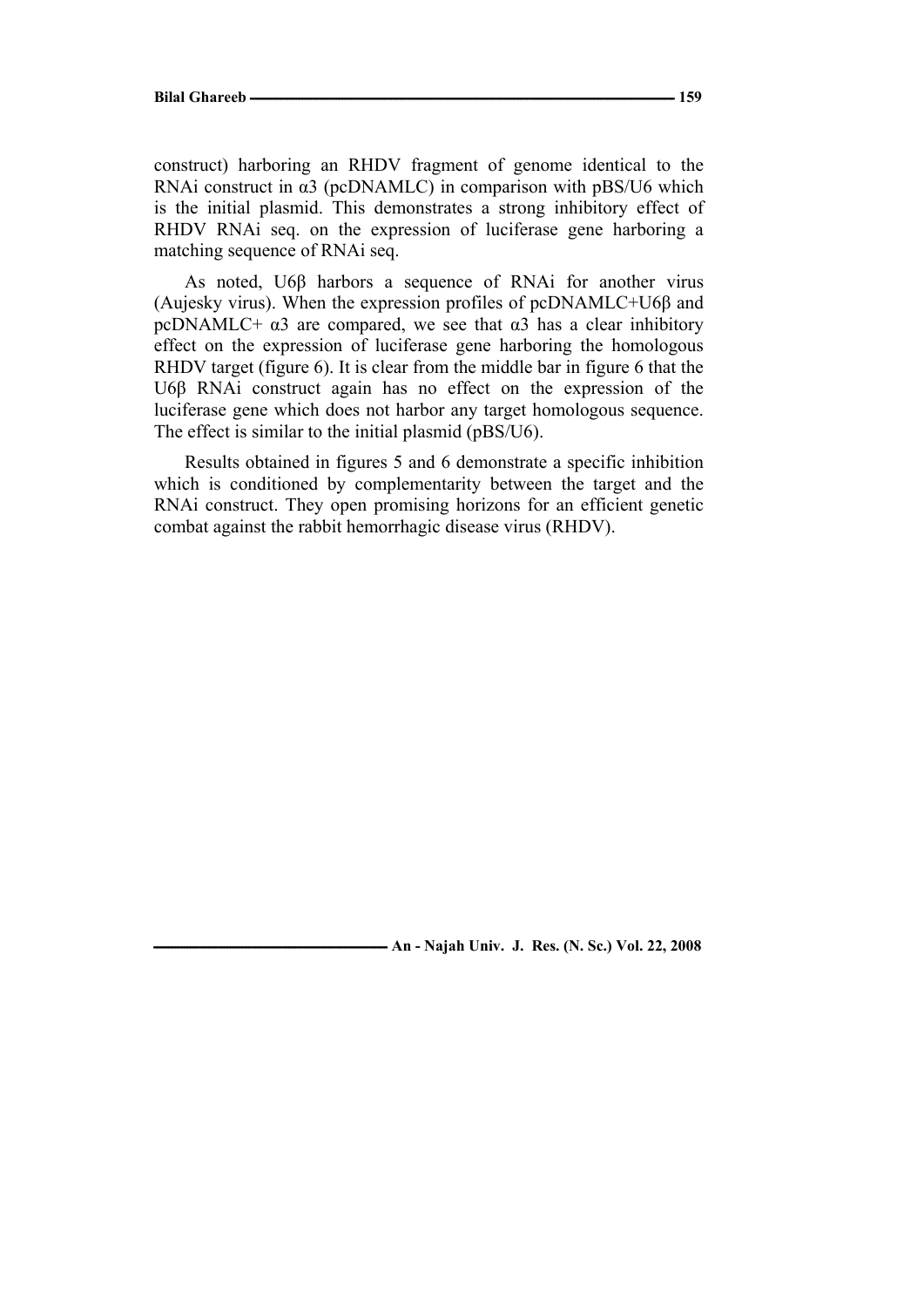construct) harboring an RHDV fragment of genome identical to the RNAi construct in α3 (pcDNAMLC) in comparison with pBS/U6 which is the initial plasmid. This demonstrates a strong inhibitory effect of RHDV RNAi seq. on the expression of luciferase gene harboring a matching sequence of RNAi seq.

As noted, U6β harbors a sequence of RNAi for another virus (Aujesky virus). When the expression profiles of pcDNAMLC+U6β and pcDNAMLC+ α3 are compared, we see that α3 has a clear inhibitory effect on the expression of luciferase gene harboring the homologous RHDV target (figure 6). It is clear from the middle bar in figure 6 that the U6β RNAi construct again has no effect on the expression of the luciferase gene which does not harbor any target homologous sequence. The effect is similar to the initial plasmid (pBS/U6).

Results obtained in figures 5 and 6 demonstrate a specific inhibition which is conditioned by complementarity between the target and the RNAi construct. They open promising horizons for an efficient genetic combat against the rabbit hemorrhagic disease virus (RHDV).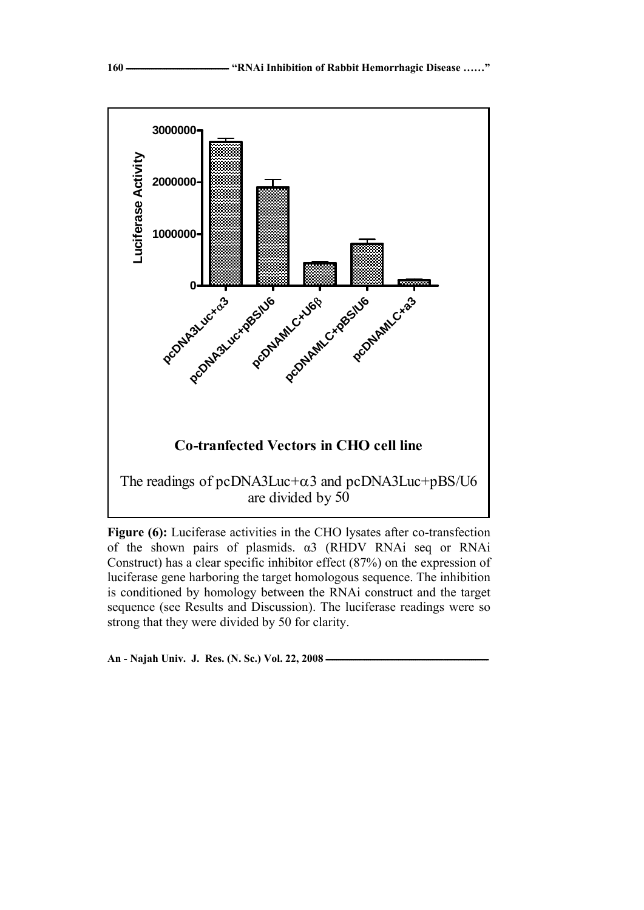**Figure (6):** Luciferase activities in the CHO lysates after co-transfection of the shown pairs of plasmids. α3 (RHDV RNAi seq or RNAi Construct) has a clear specific inhibitor effect (87%) on the expression of luciferase gene harboring the target homologous sequence. The inhibition is conditioned by homology between the RNAi construct and the target sequence (see Results and Discussion). The luciferase readings were so strong that they were divided by 50 for clarity.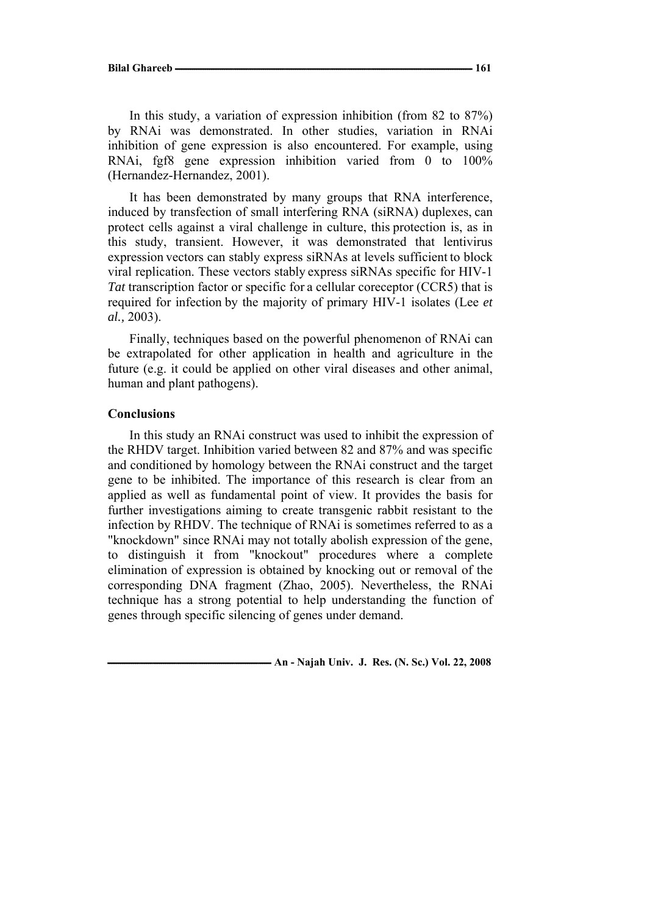In this study, a variation of expression inhibition (from 82 to 87%) by RNAi was demonstrated. In other studies, variation in RNAi inhibition of gene expression is also encountered. For example, using RNAi, fgf8 gene expression inhibition varied from 0 to 100% (Hernandez-Hernandez, 2001).

It has been demonstrated by many groups that RNA interference, induced by transfection of small interfering RNA (siRNA) duplexes, can protect cells against a viral challenge in culture, this protection is, as in this study, transient. However, it was demonstrated that lentivirus expression vectors can stably express siRNAs at levels sufficient to block viral replication. These vectors stably express siRNAs specific for HIV-1 *Tat* transcription factor or specific for a cellular coreceptor (CCR5) that is required for infection by the majority of primary HIV-1 isolates (Lee *et al.,* 2003).

Finally, techniques based on the powerful phenomenon of RNAi can be extrapolated for other application in health and agriculture in the future (e.g. it could be applied on other viral diseases and other animal, human and plant pathogens).

## Conclusions

In this study an RNAi construct was used to inhibit the expression of the RHDV target. Inhibition varied between 82 and 87% and was specific and conditioned by homology between the RNAi construct and the target gene to be inhibited. The importance of this research is clear from an applied as well as fundamental point of view. It provides the basis for further investigations aiming to create transgenic rabbit resistant to the infection by RHDV. The technique of RNAi is sometimes referred to as a "knockdown" since RNAi may not totally abolish expression of the gene, to distinguish it from "knockout" procedures where a complete elimination of expression is obtained by knocking out or removal of the corresponding DNA fragment (Zhao, 2005). Nevertheless, the RNAi technique has a strong potential to help understanding the function of genes through specific silencing of genes under demand.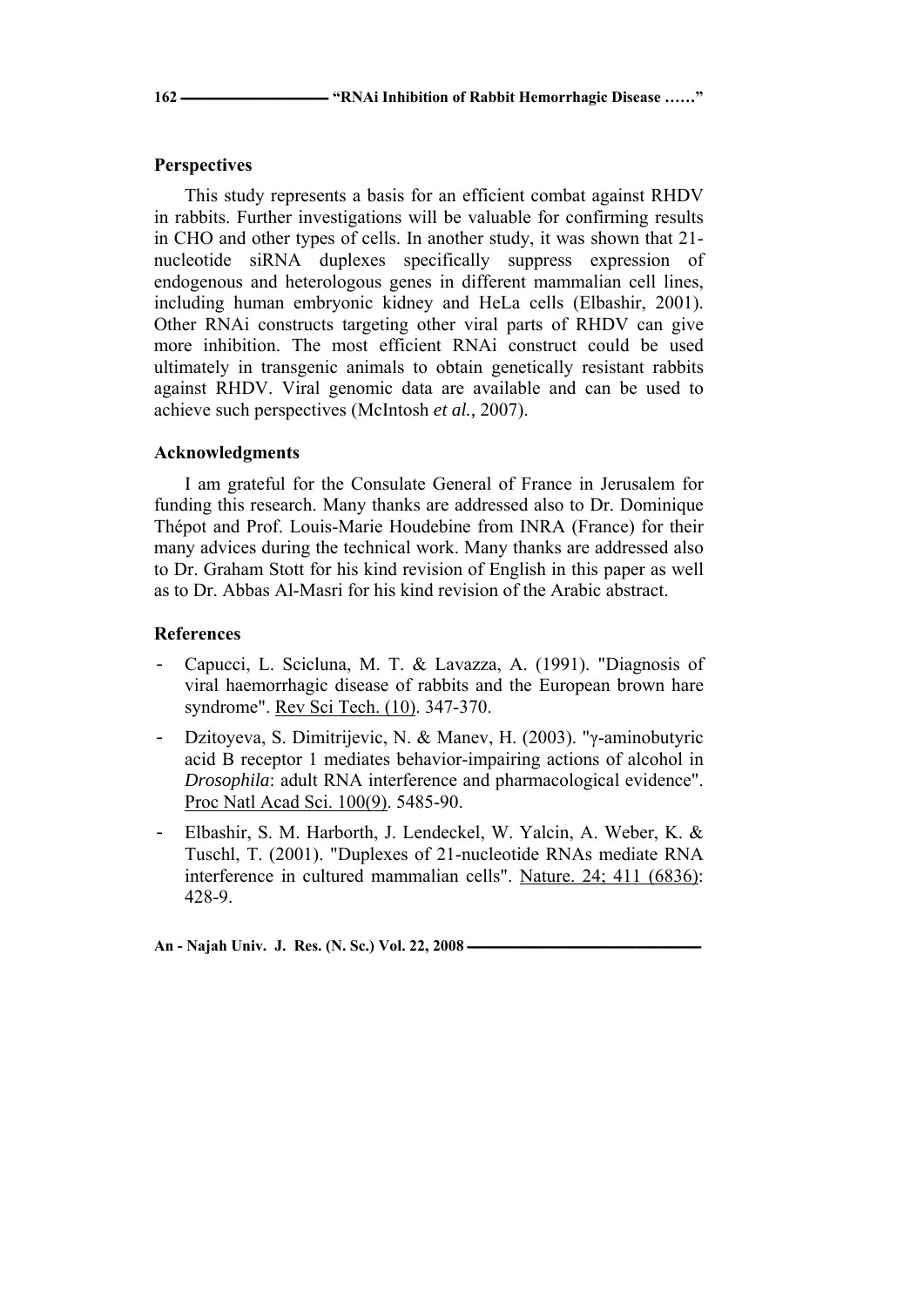### Perspectives

This study represents a basis for an efficient combat against RHDV in rabbits. Further investigations will be valuable for confirming results in CHO and other types of cells. In another study, it was shown that 21-nucleotide siRNA duplexes specifically suppress expression of endogenous and heterologous genes in different mammalian cell lines, including human embryonic kidney and HeLa cells (Elbashir, 2001). Other RNAi constructs targeting other viral parts of RHDV can give more inhibition. The most efficient RNAi construct could be used ultimately in transgenic animals to obtain genetically resistant rabbits against RHDV. Viral genomic data are available and can be used to achieve such perspectives (McIntosh *et al.,* 2007).

### Acknowledgments

I am grateful for the Consulate General of France in Jerusalem for funding this research. Many thanks are addressed also to Dr. Dominique Thépot and Prof. Louis-Marie Houdebine from INRA (France) for their many advices during the technical work. Many thanks are addressed also to Dr. Graham Stott for his kind revision of English in this paper as well as to Dr. Abbas Al-Masri for his kind revision of the Arabic abstract.

### References

- Capucci, L. Scicluna, M. T. & Lavazza, A. (1991). "Diagnosis of viral haemorrhagic disease of rabbits and the European brown hare syndrome". Rev Sci Tech. (10). 347-370.
- Dzitoyeva, S. Dimitrijevic, N. & Manev, H. (2003). "γ-aminobutyric acid B receptor 1 mediates behavior-impairing actions of alcohol in *Drosophila*: adult RNA interference and pharmacological evidence". Proc Natl Acad Sci. 100(9). 5485-90.
- Elbashir, S. M. Harborth, J. Lendeckel, W. Yalcin, A. Weber, K. & Tuschl, T. (2001). "Duplexes of 21-nucleotide RNAs mediate RNA interference in cultured mammalian cells". Nature. 24; 411 (6836): 428-9.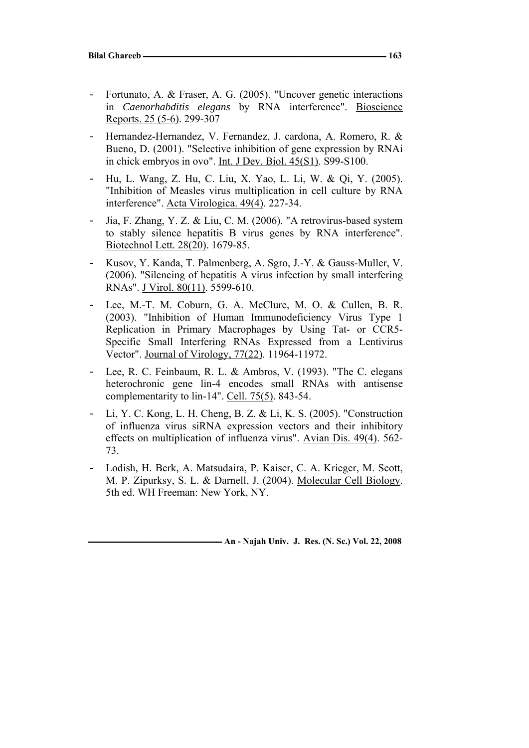- Fortunato, A. & Fraser, A. G. (2005). "Uncover genetic interactions in *Caenorhabditis elegans* by RNA interference". Bioscience Reports. 25 (5-6). 299-307

- Hernandez-Hernandez, V. Fernandez, J. cardona, A. Romero, R. & Bueno, D. (2001). "Selective inhibition of gene expression by RNAi in chick embryos in ovo". Int. J Dev. Biol. 45(S1). S99-S100.

- Hu, L. Wang, Z. Hu, C. Liu, X. Yao, L. Li, W. & Qi, Y. (2005). "Inhibition of Measles virus multiplication in cell culture by RNA interference". Acta Virologica. 49(4). 227-34.

- Jia, F. Zhang, Y. Z. & Liu, C. M. (2006). "A retrovirus-based system to stably silence hepatitis B virus genes by RNA interference". Biotechnol Lett. 28(20). 1679-85.

- Kusov, Y. Kanda, T. Palmenberg, A. Sgro, J.-Y. & Gauss-Muller, V. (2006). "Silencing of hepatitis A virus infection by small interfering RNAs". J Virol. 80(11). 5599-610.

- Lee, M.-T. M. Coburn, G. A. McClure, M. O. & Cullen, B. R. (2003). "Inhibition of Human Immunodeficiency Virus Type 1 Replication in Primary Macrophages by Using Tat- or CCR5-Specific Small Interfering RNAs Expressed from a Lentivirus Vector". Journal of Virology, 77(22). 11964-11972.

- Lee, R. C. Feinbaum, R. L. & Ambros, V. (1993). "The C. elegans heterochronic gene lin-4 encodes small RNAs with antisense complementarity to lin-14". Cell. 75(5). 843-54.

- Li, Y. C. Kong, L. H. Cheng, B. Z. & Li, K. S. (2005). "Construction of influenza virus siRNA expression vectors and their inhibitory effects on multiplication of influenza virus". Avian Dis. 49(4). 562-73.

- Lodish, H. Berk, A. Matsudaira, P. Kaiser, C. A. Krieger, M. Scott, M. P. Zipurksy, S. L. & Darnell, J. (2004). Molecular Cell Biology. 5th ed. WH Freeman: New York, NY.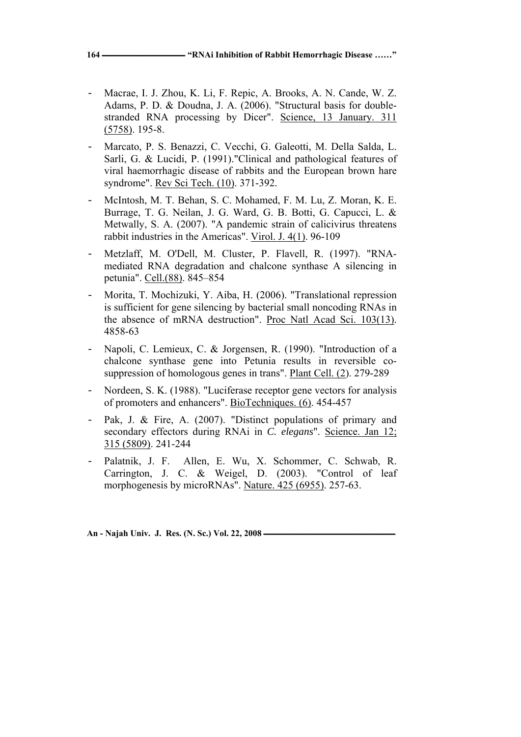- Macrae, I. J. Zhou, K. Li, F. Repic, A. Brooks, A. N. Cande, W. Z. Adams, P. D. & Doudna, J. A. (2006). "Structural basis for double-stranded RNA processing by Dicer". Science, 13 January. 311 (5758). 195-8.
- Marcato, P. S. Benazzi, C. Vecchi, G. Galeotti, M. Della Salda, L. Sarli, G. & Lucidi, P. (1991)."Clinical and pathological features of viral haemorrhagic disease of rabbits and the European brown hare syndrome". Rev Sci Tech. (10). 371-392.
- McIntosh, M. T. Behan, S. C. Mohamed, F. M. Lu, Z. Moran, K. E. Burrage, T. G. Neilan, J. G. Ward, G. B. Botti, G. Capucci, L. & Metwally, S. A. (2007). "A pandemic strain of calicivirus threatens rabbit industries in the Americas". Virol. J. 4(1). 96-109
- Metzlaff, M. O'Dell, M. Cluster, P. Flavell, R. (1997). "RNA-mediated RNA degradation and chalcone synthase A silencing in petunia". Cell.(88). 845–854
- Morita, T. Mochizuki, Y. Aiba, H. (2006). "Translational repression is sufficient for gene silencing by bacterial small noncoding RNAs in the absence of mRNA destruction". Proc Natl Acad Sci. 103(13). 4858-63
- Napoli, C. Lemieux, C. & Jorgensen, R. (1990). "Introduction of a chalcone synthase gene into Petunia results in reversible co-suppression of homologous genes in trans". Plant Cell. (2). 279-289
- Nordeen, S. K. (1988). "Luciferase receptor gene vectors for analysis of promoters and enhancers". BioTechniques. (6). 454-457
- Pak, J. & Fire, A. (2007). "Distinct populations of primary and secondary effectors during RNAi in *C. elegans*". Science. Jan 12; 315 (5809). 241-244
- Palatnik, J. F. Allen, E. Wu, X. Schommer, C. Schwab, R. Carrington, J. C. & Weigel, D. (2003). "Control of leaf morphogenesis by microRNAs". Nature. 425 (6955). 257-63.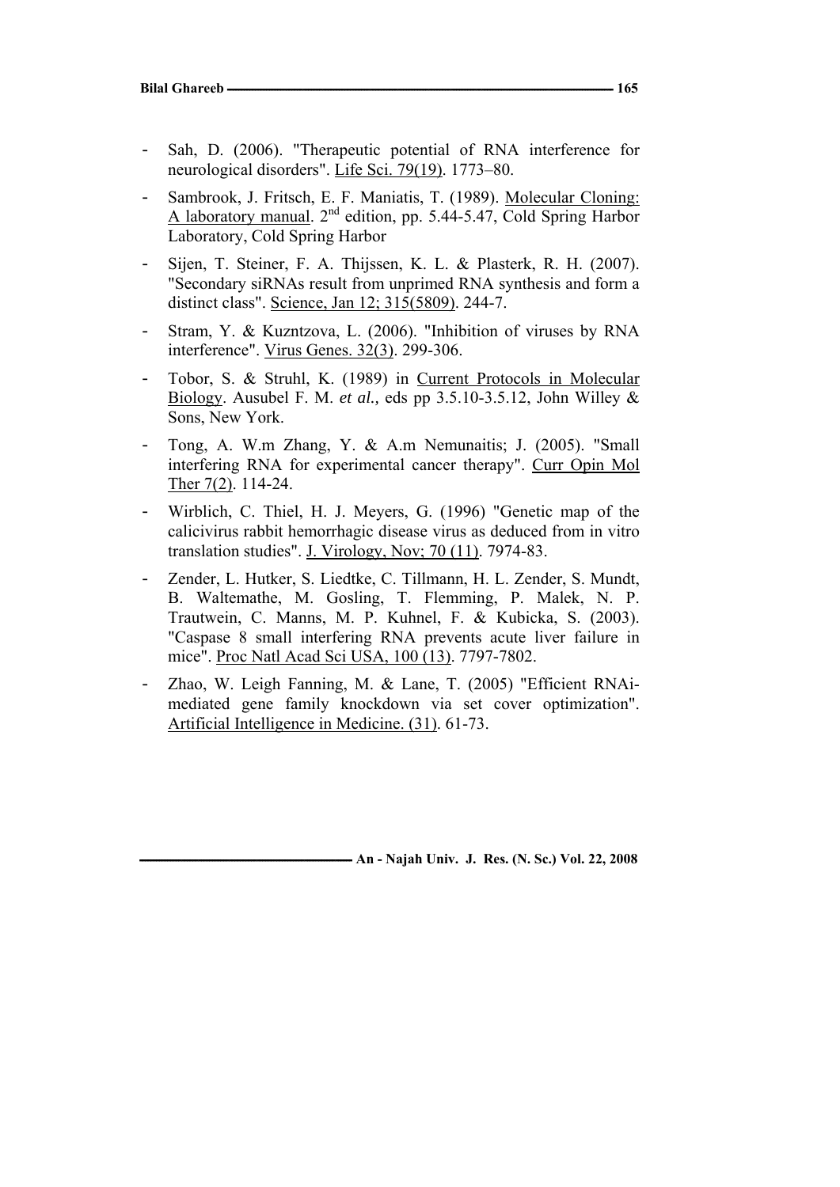- Sah, D. (2006). "Therapeutic potential of RNA interference for neurological disorders". Life Sci. 79(19). 1773–80.
- Sambrook, J. Fritsch, E. F. Maniatis, T. (1989). Molecular Cloning: A laboratory manual. 2nd edition, pp. 5.44-5.47, Cold Spring Harbor Laboratory, Cold Spring Harbor
- Sijen, T. Steiner, F. A. Thijssen, K. L. & Plasterk, R. H. (2007). "Secondary siRNAs result from unprimed RNA synthesis and form a distinct class". Science, Jan 12; 315(5809). 244-7.
- Stram, Y. & Kuzntzova, L. (2006). "Inhibition of viruses by RNA interference". Virus Genes. 32(3). 299-306.
- Tobor, S. & Struhl, K. (1989) in Current Protocols in Molecular Biology. Ausubel F. M. *et al.,* eds pp 3.5.10-3.5.12, John Willey & Sons, New York.
- Tong, A. W.m Zhang, Y. & A.m Nemunaitis; J. (2005). "Small interfering RNA for experimental cancer therapy". Curr Opin Mol Ther 7(2). 114-24.
- Wirblich, C. Thiel, H. J. Meyers, G. (1996) "Genetic map of the calicivirus rabbit hemorrhagic disease virus as deduced from in vitro translation studies". J. Virology, Nov; 70 (11). 7974-83.
- Zender, L. Hutker, S. Liedtke, C. Tillmann, H. L. Zender, S. Mundt, B. Waltemathe, M. Gosling, T. Flemming, P. Malek, N. P. Trautwein, C. Manns, M. P. Kuhnel, F. & Kubicka, S. (2003). "Caspase 8 small interfering RNA prevents acute liver failure in mice". Proc Natl Acad Sci USA, 100 (13). 7797-7802.
- Zhao, W. Leigh Fanning, M. & Lane, T. (2005) "Efficient RNAi-mediated gene family knockdown via set cover optimization". Artificial Intelligence in Medicine. (31). 61-73.